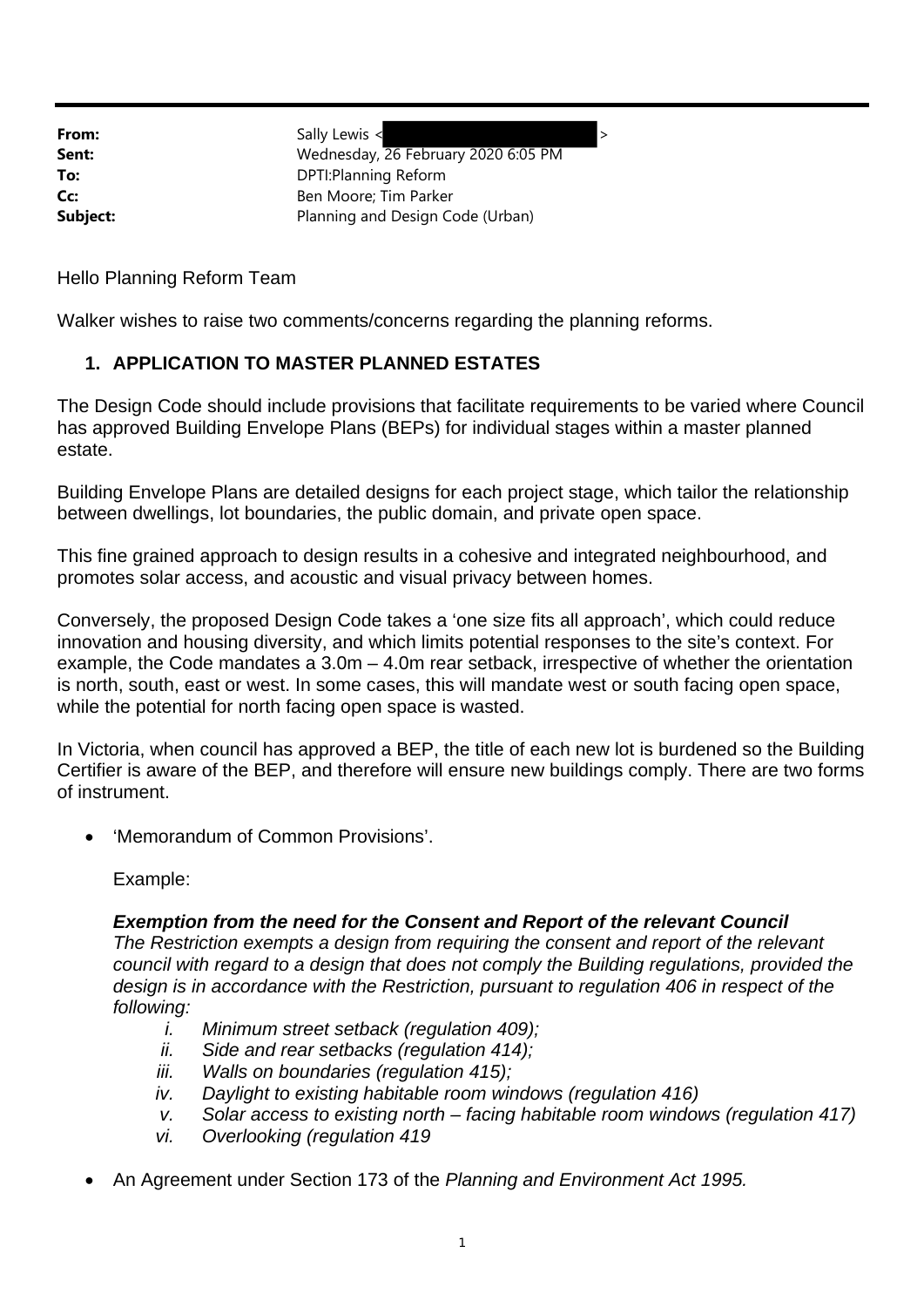**From:** Sally Lewis < >
**Sent:** Wednesday, 26 February 2020 6:05 PM
**To:** DPTI:Planning Reform
**Cc:** Ben Moore; Tim Parker
**Subject:** Planning and Design Code (Urban)

Hello Planning Reform Team

Walker wishes to raise two comments/concerns regarding the planning reforms.

1. **APPLICATION TO MASTER PLANNED ESTATES**

The Design Code should include provisions that facilitate requirements to be varied where Council has approved Building Envelope Plans (BEPs) for individual stages within a master planned estate.

Building Envelope Plans are detailed designs for each project stage, which tailor the relationship between dwellings, lot boundaries, the public domain, and private open space.

This fine grained approach to design results in a cohesive and integrated neighbourhood, and promotes solar access, and acoustic and visual privacy between homes.

Conversely, the proposed Design Code takes a 'one size fits all approach', which could reduce innovation and housing diversity, and which limits potential responses to the site's context. For example, the Code mandates a 3.0m – 4.0m rear setback, irrespective of whether the orientation is north, south, east or west. In some cases, this will mandate west or south facing open space, while the potential for north facing open space is wasted.

In Victoria, when council has approved a BEP, the title of each new lot is burdened so the Building Certifier is aware of the BEP, and therefore will ensure new buildings comply. There are two forms of instrument.

- 'Memorandum of Common Provisions'.

  Example:

  ***Exemption from the need for the Consent and Report of the relevant Council***
  *The Restriction exempts a design from requiring the consent and report of the relevant council with regard to a design that does not comply the Building regulations, provided the design is in accordance with the Restriction, pursuant to regulation 406 in respect of the following:*

  i. *Minimum street setback (regulation 409);*
  ii. *Side and rear setbacks (regulation 414);*
  iii. *Walls on boundaries (regulation 415);*
  iv. *Daylight to existing habitable room windows (regulation 416)*
  v. *Solar access to existing north – facing habitable room windows (regulation 417)*
  vi. *Overlooking (regulation 419*

- An Agreement under Section 173 of the *Planning and Environment Act 1995.*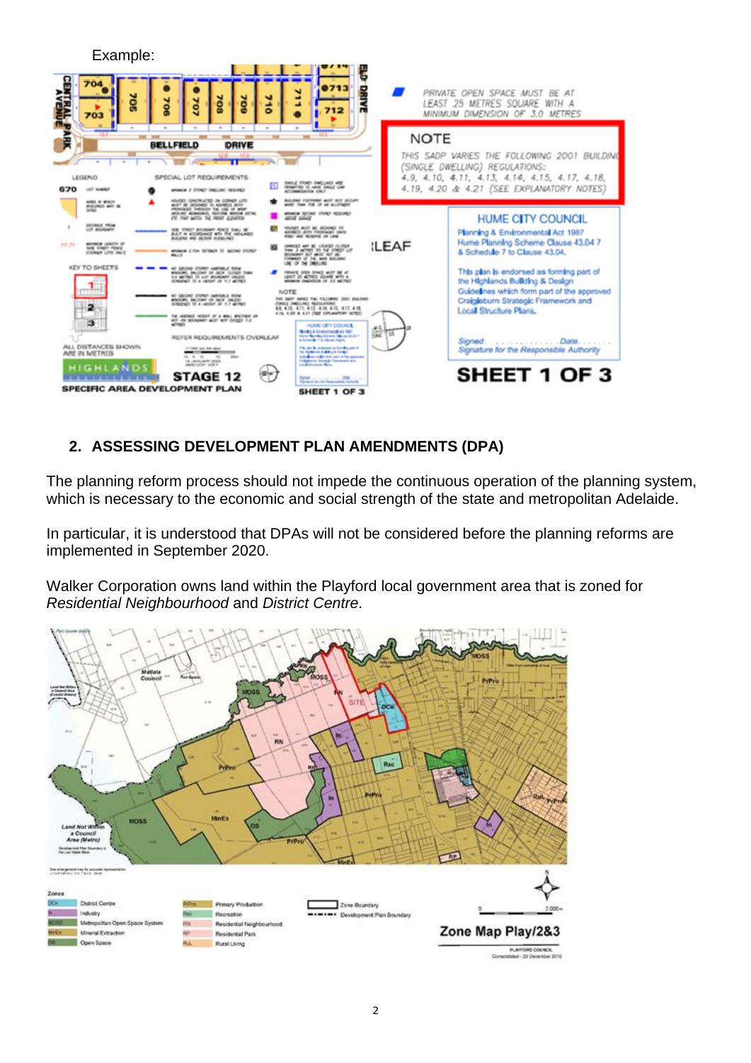Example:

## 2. ASSESSING DEVELOPMENT PLAN AMENDMENTS (DPA)

The planning reform process should not impede the continuous operation of the planning system, which is necessary to the economic and social strength of the state and metropolitan Adelaide.

In particular, it is understood that DPAs will not be considered before the planning reforms are implemented in September 2020.

Walker Corporation owns land within the Playford local government area that is zoned for *Residential Neighbourhood* and *District Centre*.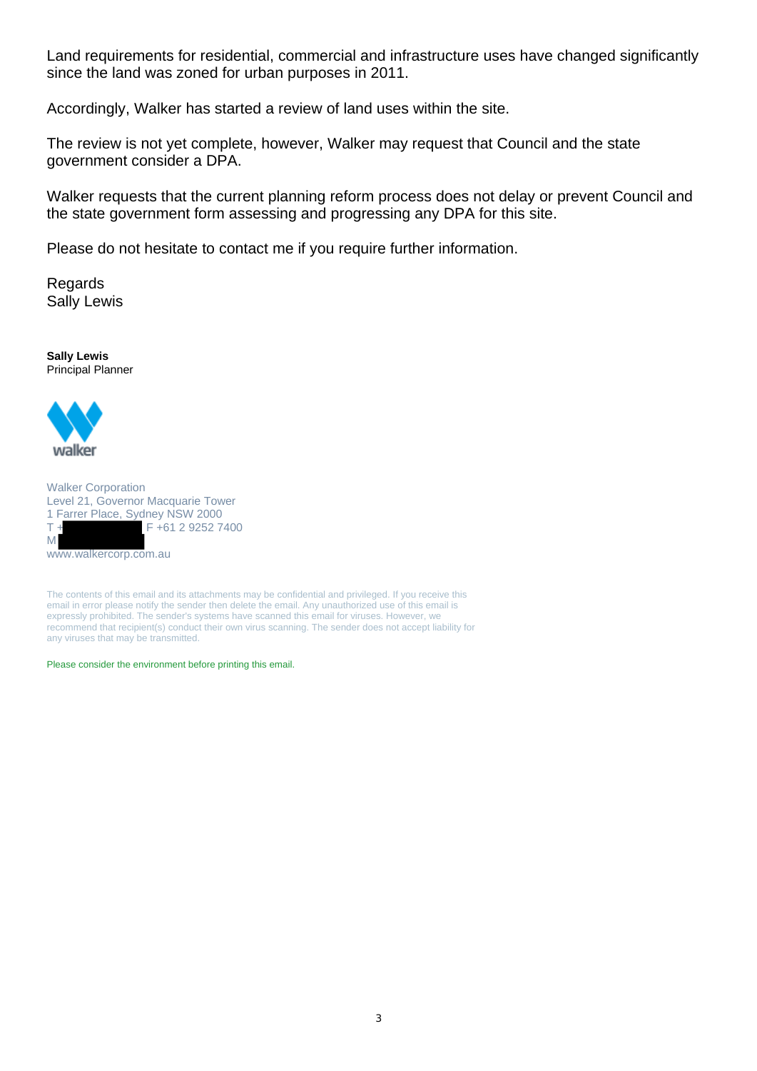Land requirements for residential, commercial and infrastructure uses have changed significantly since the land was zoned for urban purposes in 2011.

Accordingly, Walker has started a review of land uses within the site.

The review is not yet complete, however, Walker may request that Council and the state government consider a DPA.

Walker requests that the current planning reform process does not delay or prevent Council and the state government form assessing and progressing any DPA for this site.

Please do not hesitate to contact me if you require further information.

Regards
Sally Lewis

**Sally Lewis**
Principal Planner

walker

Walker Corporation
Level 21, Governor Macquarie Tower
1 Farrer Place, Sydney NSW 2000
T + F +61 2 9252 7400
M
www.walkercorp.com.au

The contents of this email and its attachments may be confidential and privileged. If you receive this email in error please notify the sender then delete the email. Any unauthorized use of this email is expressly prohibited. The sender's systems have scanned this email for viruses. However, we recommend that recipient(s) conduct their own virus scanning. The sender does not accept liability for any viruses that may be transmitted.

Please consider the environment before printing this email.